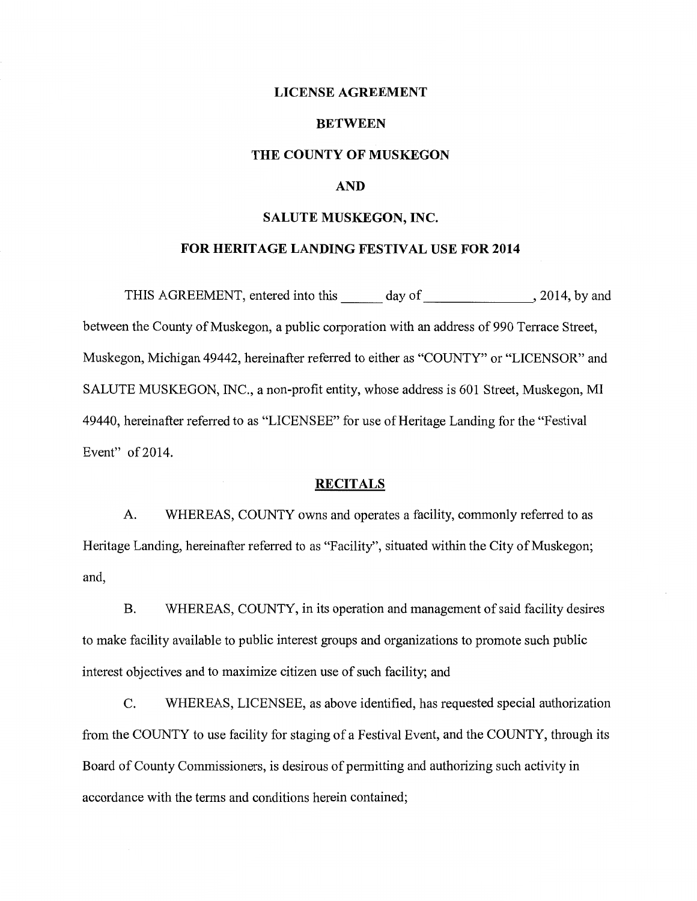# LICENSE AGREEMENT

# BETWEEN

# THE COUNTY OF MUSKEGON

# AND

# SALUTE MUSKEGON, INC.

# FOR HERITAGE LANDING FESTIVAL USE FOR 2014

THIS AGREEMENT, entered into this ______ day of ________________, 2014, by and between the County of Muskegon, a public corporation with an address of 990 Terrace Street, Muskegon, Michigan 49442, hereinafter referred to either as "COUNTY" or "LICENSOR" and SALUTE MUSKEGON, INC., a non-profit entity, whose address is 601 Street, Muskegon, MI 49440, hereinafter referred to as "LICENSEE" for use of Heritage Landing for the "Festival Event" of 2014.

## RECITALS

A. WHEREAS, COUNTY owns and operates a facility, commonly referred to as Heritage Landing, hereinafter referred to as "Facility", situated within the City of Muskegon; and,

B. WHEREAS, COUNTY, in its operation and management of said facility desires to make facility available to public interest groups and organizations to promote such public interest objectives and to maximize citizen use of such facility; and

C. WHEREAS, LICENSEE, as above identified, has requested special authorization from the COUNTY to use facility for staging of a Festival Event, and the COUNTY, through its Board of County Commissioners, is desirous of permitting and authorizing such activity in accordance with the terms and conditions herein contained;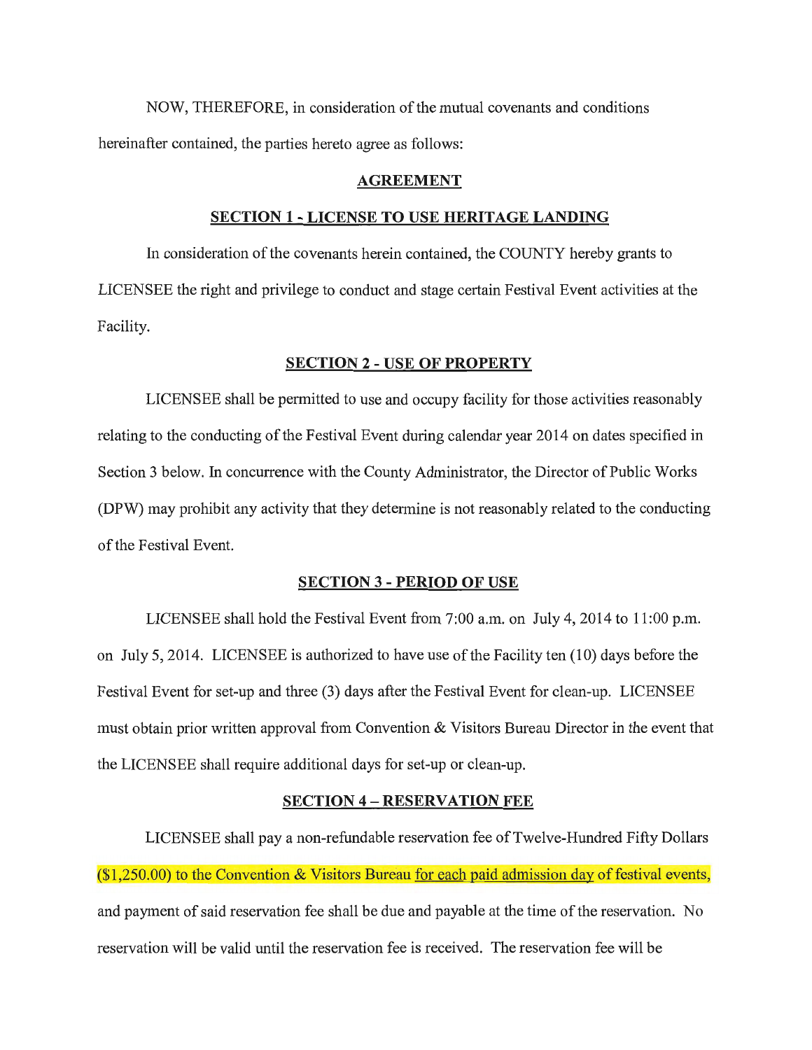NOW, THEREFORE, in consideration of the mutual covenants and conditions hereinafter contained, the parties hereto agree as follows:

## AGREEMENT

### SECTION 1 - LICENSE TO USE HERITAGE LANDING

In consideration of the covenants herein contained, the COUNTY hereby grants to LICENSEE the right and privilege to conduct and stage certain Festival Event activities at the Facility.

### SECTION 2 - USE OF PROPERTY

LICENSEE shall be permitted to use and occupy facility for those activities reasonably relating to the conducting of the Festival Event during calendar year 2014 on dates specified in Section 3 below. In concurrence with the County Administrator, the Director of Public Works (DPW) may prohibit any activity that they determine is not reasonably related to the conducting of the Festival Event.

### SECTION 3 - PERIOD OF USE

LICENSEE shall hold the Festival Event from 7:00 a.m. on July 4, 2014 to 11:00 p.m. on July 5, 2014. LICENSEE is authorized to have use of the Facility ten (10) days before the Festival Event for set-up and three (3) days after the Festival Event for clean-up. LICENSEE must obtain prior written approval from Convention & Visitors Bureau Director in the event that the LICENSEE shall require additional days for set-up or clean-up.

### SECTION 4 – RESERVATION FEE

LICENSEE shall pay a non-refundable reservation fee of Twelve-Hundred Fifty Dollars ($1,250.00) to the Convention & Visitors Bureau for each paid admission day of festival events, and payment of said reservation fee shall be due and payable at the time of the reservation. No reservation will be valid until the reservation fee is received. The reservation fee will be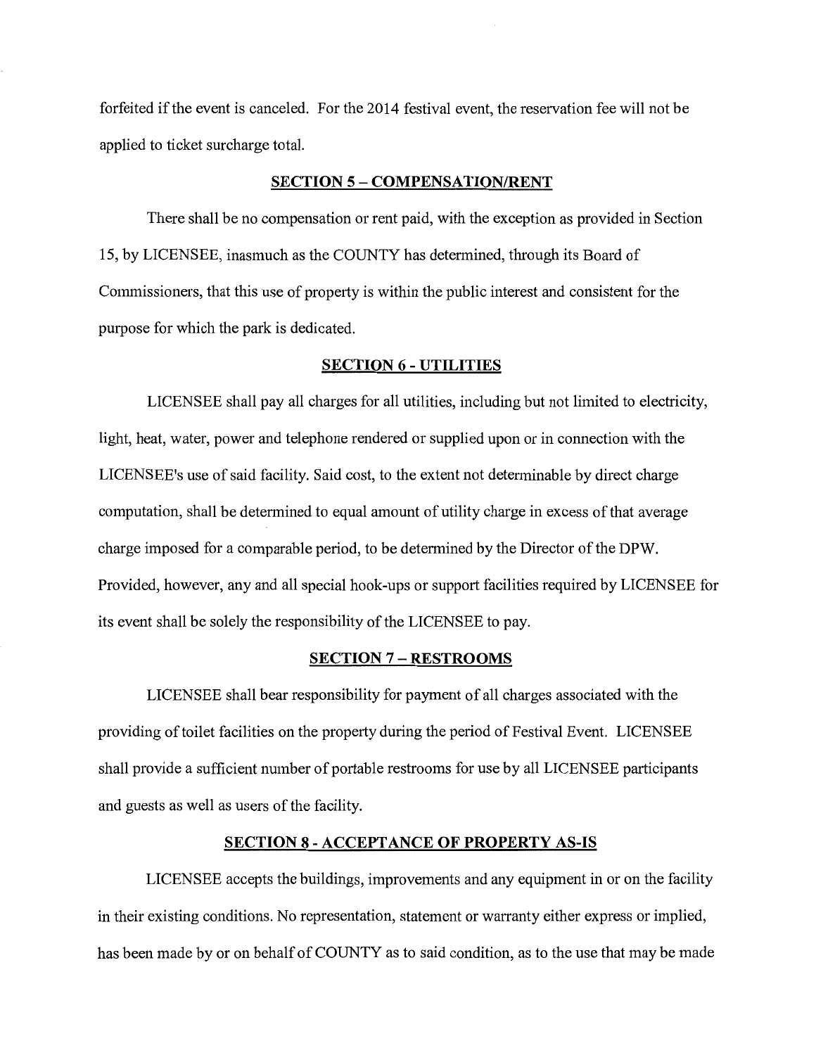forfeited if the event is canceled. For the 2014 festival event, the reservation fee will not be applied to ticket surcharge total.

## **SECTION 5 – COMPENSATION/RENT**

There shall be no compensation or rent paid, with the exception as provided in Section 15, by LICENSEE, inasmuch as the COUNTY has determined, through its Board of Commissioners, that this use of property is within the public interest and consistent for the purpose for which the park is dedicated.

## **SECTION 6 - UTILITIES**

LICENSEE shall pay all charges for all utilities, including but not limited to electricity, light, heat, water, power and telephone rendered or supplied upon or in connection with the LICENSEE's use of said facility. Said cost, to the extent not determinable by direct charge computation, shall be determined to equal amount of utility charge in excess of that average charge imposed for a comparable period, to be determined by the Director of the DPW. Provided, however, any and all special hook-ups or support facilities required by LICENSEE for its event shall be solely the responsibility of the LICENSEE to pay.

## **SECTION 7 – RESTROOMS**

LICENSEE shall bear responsibility for payment of all charges associated with the providing of toilet facilities on the property during the period of Festival Event. LICENSEE shall provide a sufficient number of portable restrooms for use by all LICENSEE participants and guests as well as users of the facility.

## **SECTION 8 - ACCEPTANCE OF PROPERTY AS-IS**

LICENSEE accepts the buildings, improvements and any equipment in or on the facility in their existing conditions. No representation, statement or warranty either express or implied, has been made by or on behalf of COUNTY as to said condition, as to the use that may be made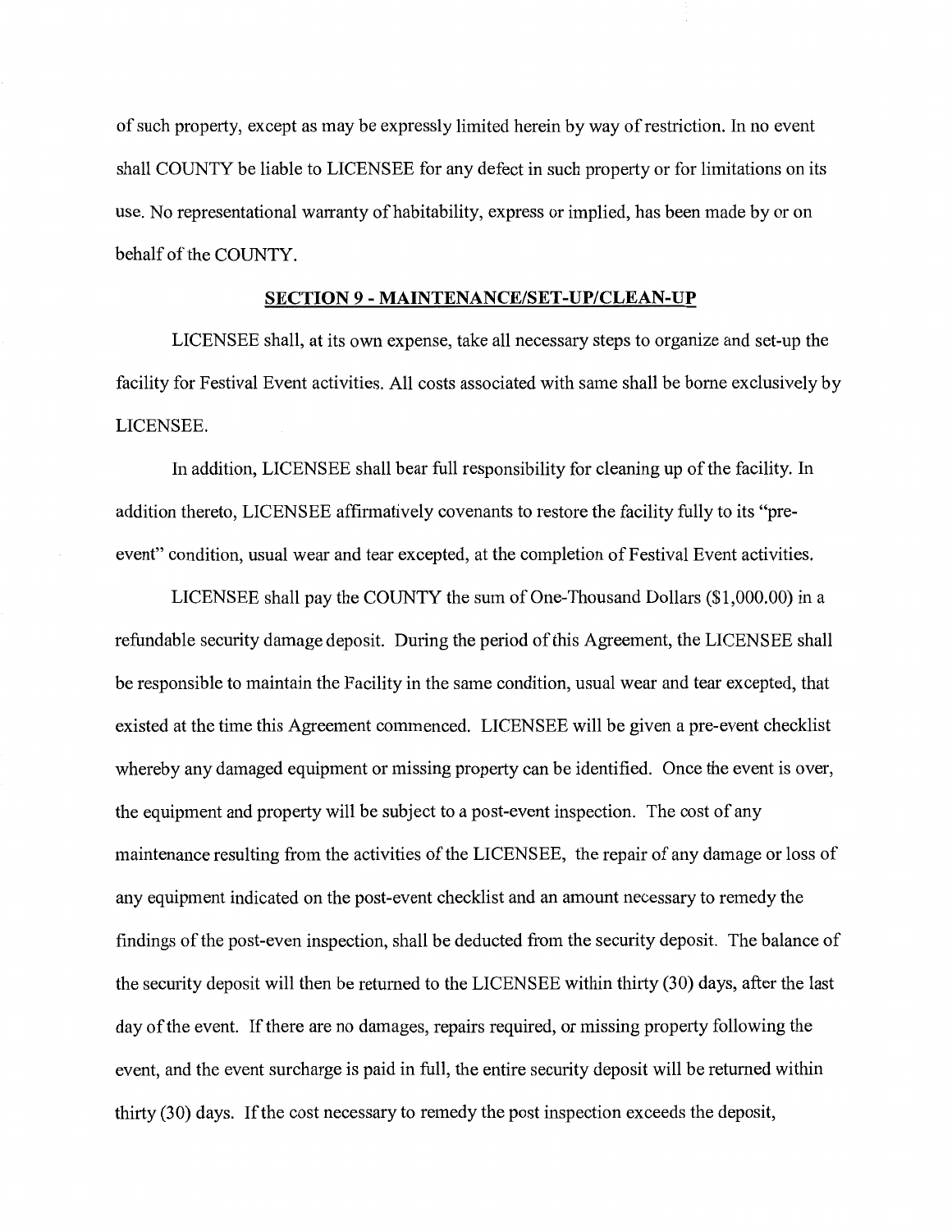of such property, except as may be expressly limited herein by way of restriction. In no event shall COUNTY be liable to LICENSEE for any defect in such property or for limitations on its use. No representational warranty of habitability, express or implied, has been made by or on behalf of the COUNTY.

## SECTION 9 - MAINTENANCE/SET-UP/CLEAN-UP

LICENSEE shall, at its own expense, take all necessary steps to organize and set-up the facility for Festival Event activities. All costs associated with same shall be borne exclusively by LICENSEE.

In addition, LICENSEE shall bear full responsibility for cleaning up of the facility. In addition thereto, LICENSEE affirmatively covenants to restore the facility fully to its "pre-event" condition, usual wear and tear excepted, at the completion of Festival Event activities.

LICENSEE shall pay the COUNTY the sum of One-Thousand Dollars ($1,000.00) in a refundable security damage deposit. During the period of this Agreement, the LICENSEE shall be responsible to maintain the Facility in the same condition, usual wear and tear excepted, that existed at the time this Agreement commenced. LICENSEE will be given a pre-event checklist whereby any damaged equipment or missing property can be identified. Once the event is over, the equipment and property will be subject to a post-event inspection. The cost of any maintenance resulting from the activities of the LICENSEE, the repair of any damage or loss of any equipment indicated on the post-event checklist and an amount necessary to remedy the findings of the post-even inspection, shall be deducted from the security deposit. The balance of the security deposit will then be returned to the LICENSEE within thirty (30) days, after the last day of the event. If there are no damages, repairs required, or missing property following the event, and the event surcharge is paid in full, the entire security deposit will be returned within thirty (30) days. If the cost necessary to remedy the post inspection exceeds the deposit,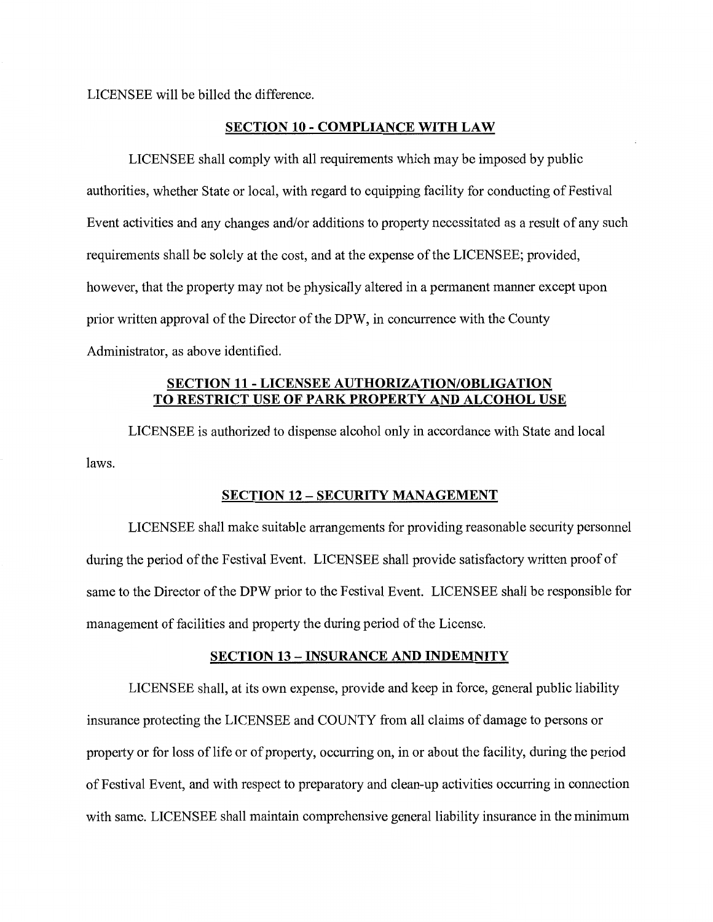LICENSEE will be billed the difference.

## SECTION 10 - COMPLIANCE WITH LAW

LICENSEE shall comply with all requirements which may be imposed by public authorities, whether State or local, with regard to equipping facility for conducting of Festival Event activities and any changes and/or additions to property necessitated as a result of any such requirements shall be solely at the cost, and at the expense of the LICENSEE; provided, however, that the property may not be physically altered in a permanent manner except upon prior written approval of the Director of the DPW, in concurrence with the County Administrator, as above identified.

## SECTION 11 - LICENSEE AUTHORIZATION/OBLIGATION TO RESTRICT USE OF PARK PROPERTY AND ALCOHOL USE

LICENSEE is authorized to dispense alcohol only in accordance with State and local laws.

## SECTION 12 – SECURITY MANAGEMENT

LICENSEE shall make suitable arrangements for providing reasonable security personnel during the period of the Festival Event. LICENSEE shall provide satisfactory written proof of same to the Director of the DPW prior to the Festival Event. LICENSEE shall be responsible for management of facilities and property the during period of the License.

## SECTION 13 – INSURANCE AND INDEMNITY

LICENSEE shall, at its own expense, provide and keep in force, general public liability insurance protecting the LICENSEE and COUNTY from all claims of damage to persons or property or for loss of life or of property, occurring on, in or about the facility, during the period of Festival Event, and with respect to preparatory and clean-up activities occurring in connection with same. LICENSEE shall maintain comprehensive general liability insurance in the minimum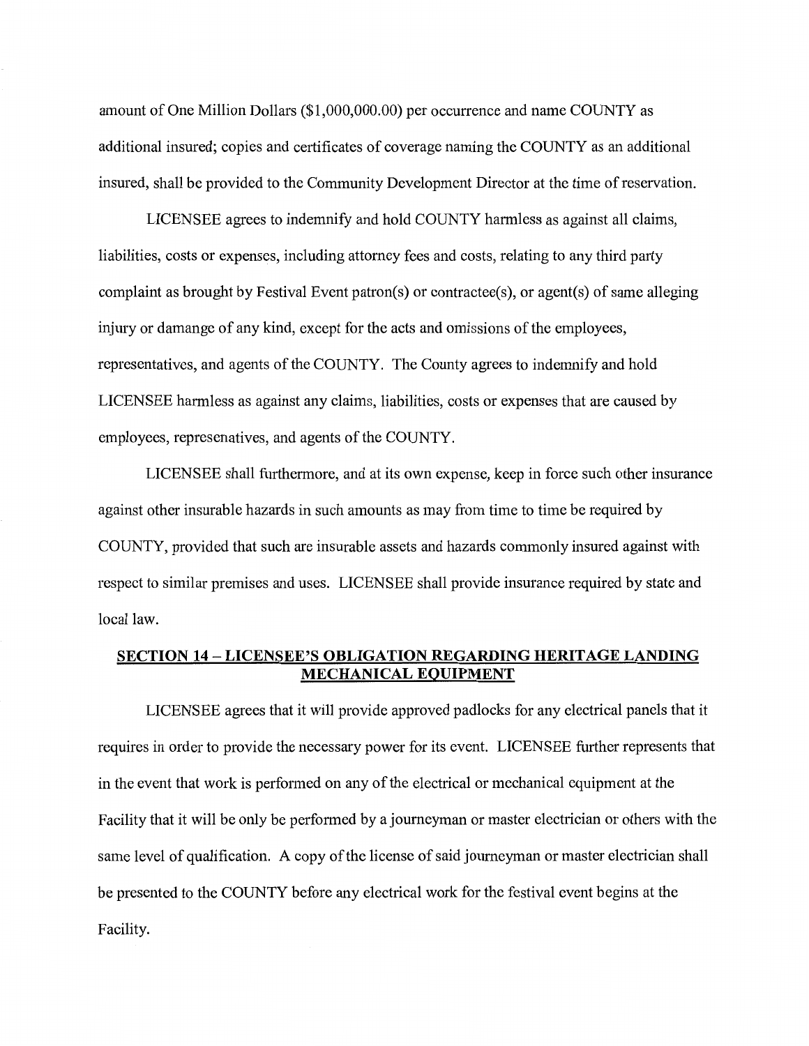amount of One Million Dollars ($1,000,000.00) per occurrence and name COUNTY as additional insured; copies and certificates of coverage naming the COUNTY as an additional insured, shall be provided to the Community Development Director at the time of reservation.

LICENSEE agrees to indemnify and hold COUNTY harmless as against all claims, liabilities, costs or expenses, including attorney fees and costs, relating to any third party complaint as brought by Festival Event patron(s) or contractee(s), or agent(s) of same alleging injury or damange of any kind, except for the acts and omissions of the employees, representatives, and agents of the COUNTY. The County agrees to indemnify and hold LICENSEE harmless as against any claims, liabilities, costs or expenses that are caused by employees, represenatives, and agents of the COUNTY.

LICENSEE shall furthermore, and at its own expense, keep in force such other insurance against other insurable hazards in such amounts as may from time to time be required by COUNTY, provided that such are insurable assets and hazards commonly insured against with respect to similar premises and uses. LICENSEE shall provide insurance required by state and local law.

## SECTION 14 – LICENSEE'S OBLIGATION REGARDING HERITAGE LANDING MECHANICAL EQUIPMENT

LICENSEE agrees that it will provide approved padlocks for any electrical panels that it requires in order to provide the necessary power for its event. LICENSEE further represents that in the event that work is performed on any of the electrical or mechanical equipment at the Facility that it will be only be performed by a journeyman or master electrician or others with the same level of qualification. A copy of the license of said journeyman or master electrician shall be presented to the COUNTY before any electrical work for the festival event begins at the Facility.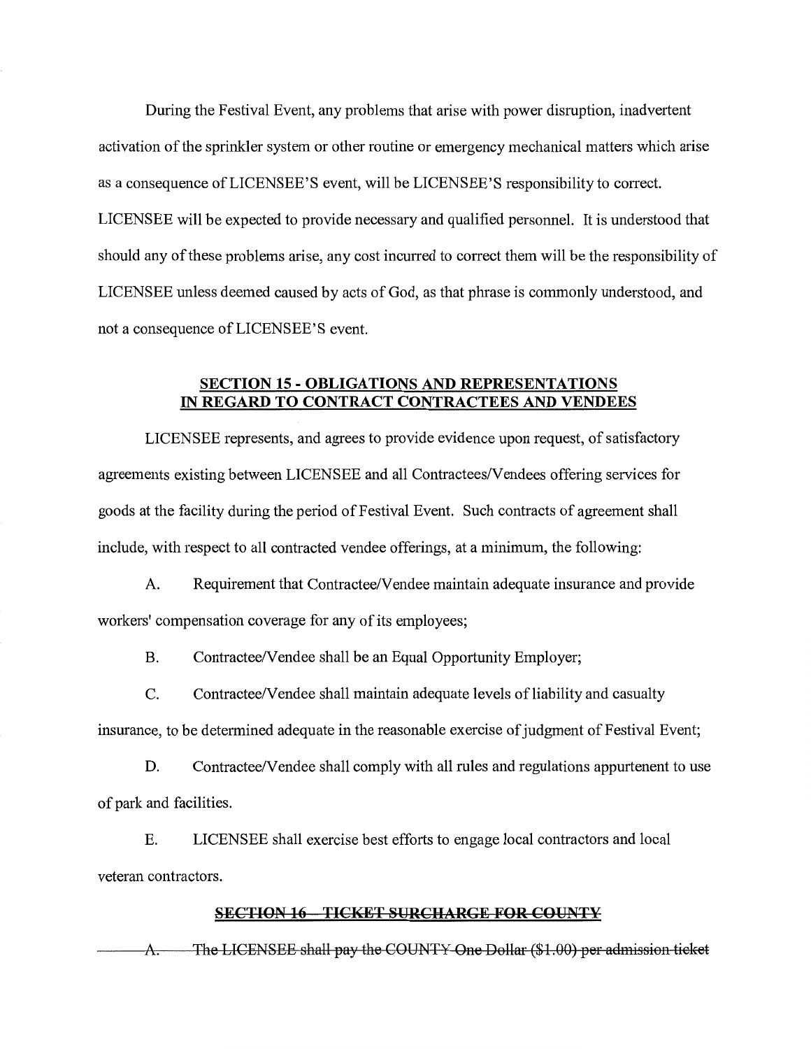During the Festival Event, any problems that arise with power disruption, inadvertent activation of the sprinkler system or other routine or emergency mechanical matters which arise as a consequence of LICENSEE'S event, will be LICENSEE'S responsibility to correct. LICENSEE will be expected to provide necessary and qualified personnel. It is understood that should any of these problems arise, any cost incurred to correct them will be the responsibility of LICENSEE unless deemed caused by acts of God, as that phrase is commonly understood, and not a consequence of LICENSEE'S event.

## SECTION 15 - OBLIGATIONS AND REPRESENTATIONS IN REGARD TO CONTRACT CONTRACTEES AND VENDEES

LICENSEE represents, and agrees to provide evidence upon request, of satisfactory agreements existing between LICENSEE and all Contractees/Vendees offering services for goods at the facility during the period of Festival Event. Such contracts of agreement shall include, with respect to all contracted vendee offerings, at a minimum, the following:

A. Requirement that Contractee/Vendee maintain adequate insurance and provide workers' compensation coverage for any of its employees;

B. Contractee/Vendee shall be an Equal Opportunity Employer;

C. Contractee/Vendee shall maintain adequate levels of liability and casualty insurance, to be determined adequate in the reasonable exercise of judgment of Festival Event;

D. Contractee/Vendee shall comply with all rules and regulations appurtenent to use of park and facilities.

E. LICENSEE shall exercise best efforts to engage local contractors and local veteran contractors.

## ~~SECTION 16 – TICKET SURCHARGE FOR COUNTY~~

~~A. The LICENSEE shall pay the COUNTY One Dollar ($1.00) per admission ticket~~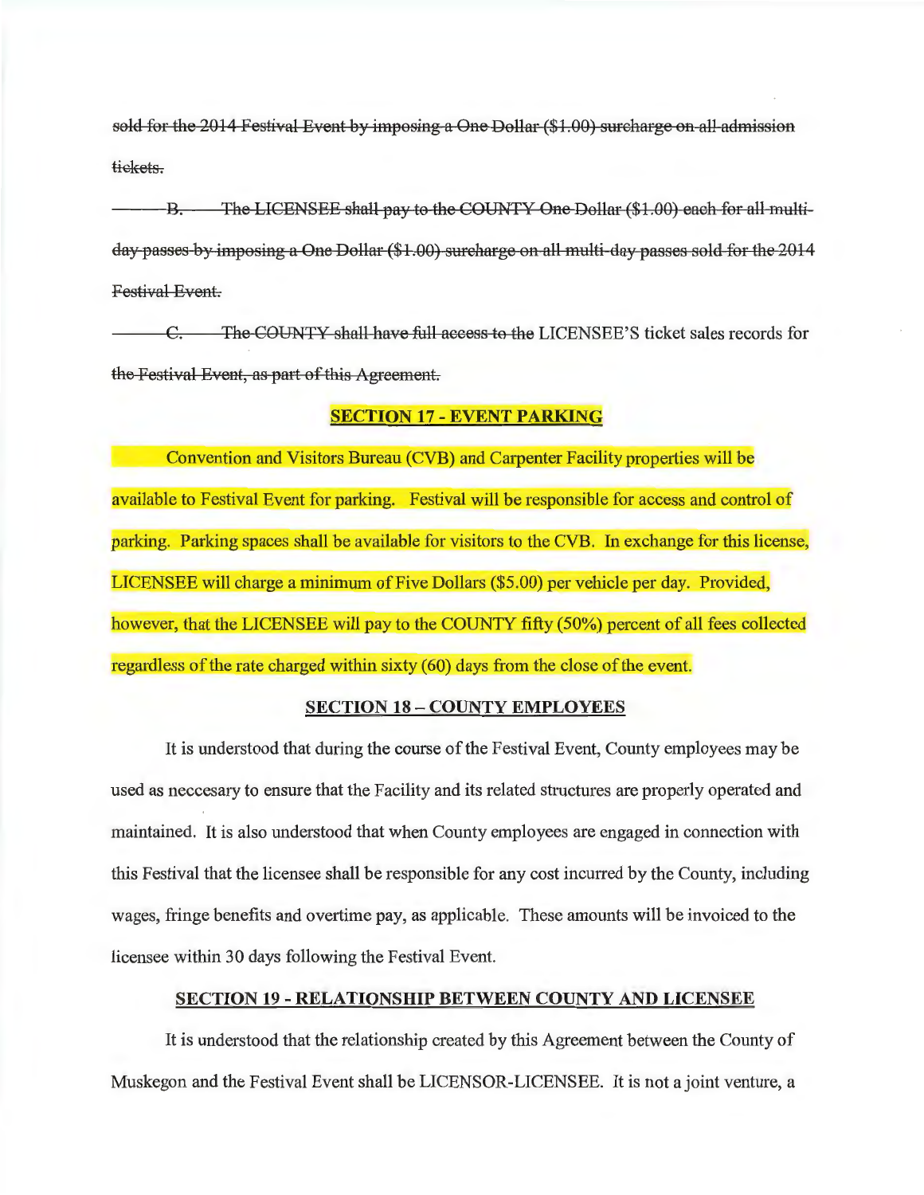~~sold for the 2014 Festival Event by imposing a One Dollar ($1.00) surcharge on all admission tickets.~~

~~B. The LICENSEE shall pay to the COUNTY One Dollar ($1.00) each for all multi-day passes by imposing a One Dollar ($1.00) surcharge on all multi-day passes sold for the 2014 Festival Event.~~

~~C. The COUNTY shall have full access to the~~ LICENSEE'S ticket sales records for ~~the Festival Event, as part of this Agreement.~~

**SECTION 17 - EVENT PARKING**

Convention and Visitors Bureau (CVB) and Carpenter Facility properties will be available to Festival Event for parking. Festival will be responsible for access and control of parking. Parking spaces shall be available for visitors to the CVB. In exchange for this license, LICENSEE will charge a minimum of Five Dollars ($5.00) per vehicle per day. Provided, however, that the LICENSEE will pay to the COUNTY fifty (50%) percent of all fees collected regardless of the rate charged within sixty (60) days from the close of the event.

**SECTION 18 – COUNTY EMPLOYEES**

It is understood that during the course of the Festival Event, County employees may be used as neccesary to ensure that the Facility and its related structures are properly operated and maintained. It is also understood that when County employees are engaged in connection with this Festival that the licensee shall be responsible for any cost incurred by the County, including wages, fringe benefits and overtime pay, as applicable. These amounts will be invoiced to the licensee within 30 days following the Festival Event.

**SECTION 19 - RELATIONSHIP BETWEEN COUNTY AND LICENSEE**

It is understood that the relationship created by this Agreement between the County of Muskegon and the Festival Event shall be LICENSOR-LICENSEE. It is not a joint venture, a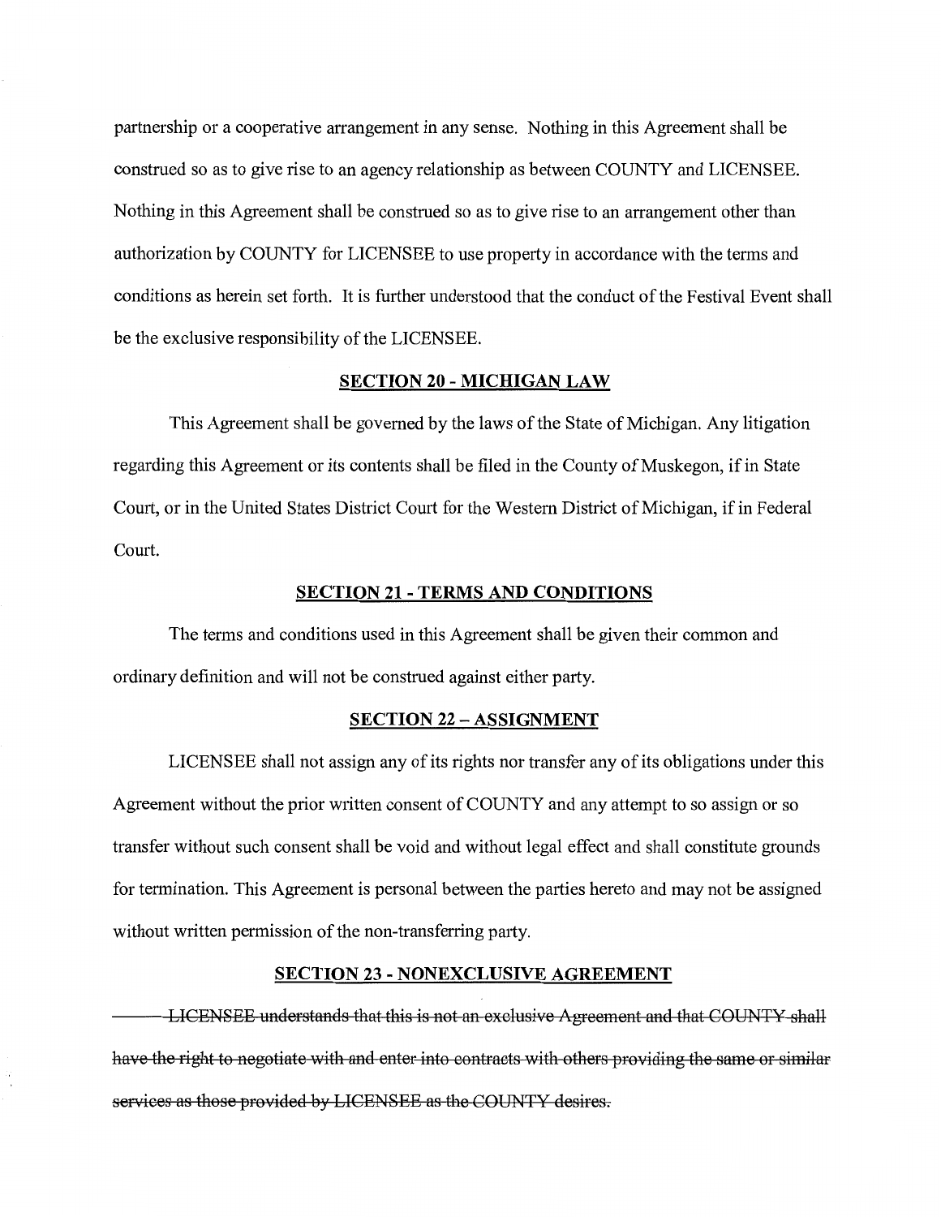partnership or a cooperative arrangement in any sense. Nothing in this Agreement shall be construed so as to give rise to an agency relationship as between COUNTY and LICENSEE. Nothing in this Agreement shall be construed so as to give rise to an arrangement other than authorization by COUNTY for LICENSEE to use property in accordance with the terms and conditions as herein set forth. It is further understood that the conduct of the Festival Event shall be the exclusive responsibility of the LICENSEE.

**SECTION 20 - MICHIGAN LAW**

This Agreement shall be governed by the laws of the State of Michigan. Any litigation regarding this Agreement or its contents shall be filed in the County of Muskegon, if in State Court, or in the United States District Court for the Western District of Michigan, if in Federal Court.

**SECTION 21 - TERMS AND CONDITIONS**

The terms and conditions used in this Agreement shall be given their common and ordinary definition and will not be construed against either party.

**SECTION 22 – ASSIGNMENT**

LICENSEE shall not assign any of its rights nor transfer any of its obligations under this Agreement without the prior written consent of COUNTY and any attempt to so assign or so transfer without such consent shall be void and without legal effect and shall constitute grounds for termination. This Agreement is personal between the parties hereto and may not be assigned without written permission of the non-transferring party.

**SECTION 23 - NONEXCLUSIVE AGREEMENT**

~~LICENSEE understands that this is not an exclusive Agreement and that COUNTY shall have the right to negotiate with and enter into contracts with others providing the same or similar services as those provided by LICENSEE as the COUNTY desires.~~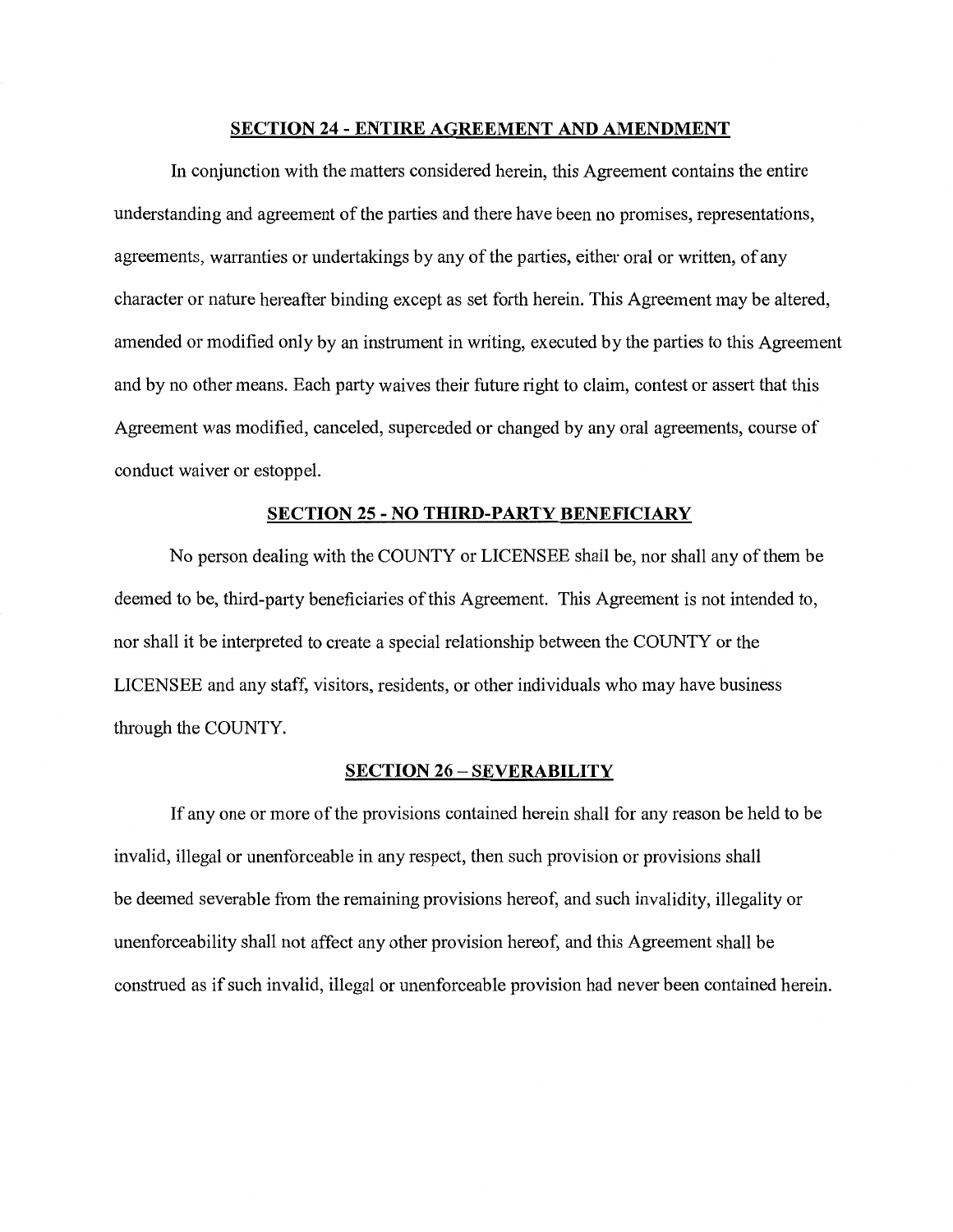## SECTION 24 - ENTIRE AGREEMENT AND AMENDMENT

In conjunction with the matters considered herein, this Agreement contains the entire understanding and agreement of the parties and there have been no promises, representations, agreements, warranties or undertakings by any of the parties, either oral or written, of any character or nature hereafter binding except as set forth herein. This Agreement may be altered, amended or modified only by an instrument in writing, executed by the parties to this Agreement and by no other means. Each party waives their future right to claim, contest or assert that this Agreement was modified, canceled, superceded or changed by any oral agreements, course of conduct waiver or estoppel.

## SECTION 25 - NO THIRD-PARTY BENEFICIARY

No person dealing with the COUNTY or LICENSEE shall be, nor shall any of them be deemed to be, third-party beneficiaries of this Agreement. This Agreement is not intended to, nor shall it be interpreted to create a special relationship between the COUNTY or the LICENSEE and any staff, visitors, residents, or other individuals who may have business through the COUNTY.

## SECTION 26 – SEVERABILITY

If any one or more of the provisions contained herein shall for any reason be held to be invalid, illegal or unenforceable in any respect, then such provision or provisions shall be deemed severable from the remaining provisions hereof, and such invalidity, illegality or unenforceability shall not affect any other provision hereof, and this Agreement shall be construed as if such invalid, illegal or unenforceable provision had never been contained herein.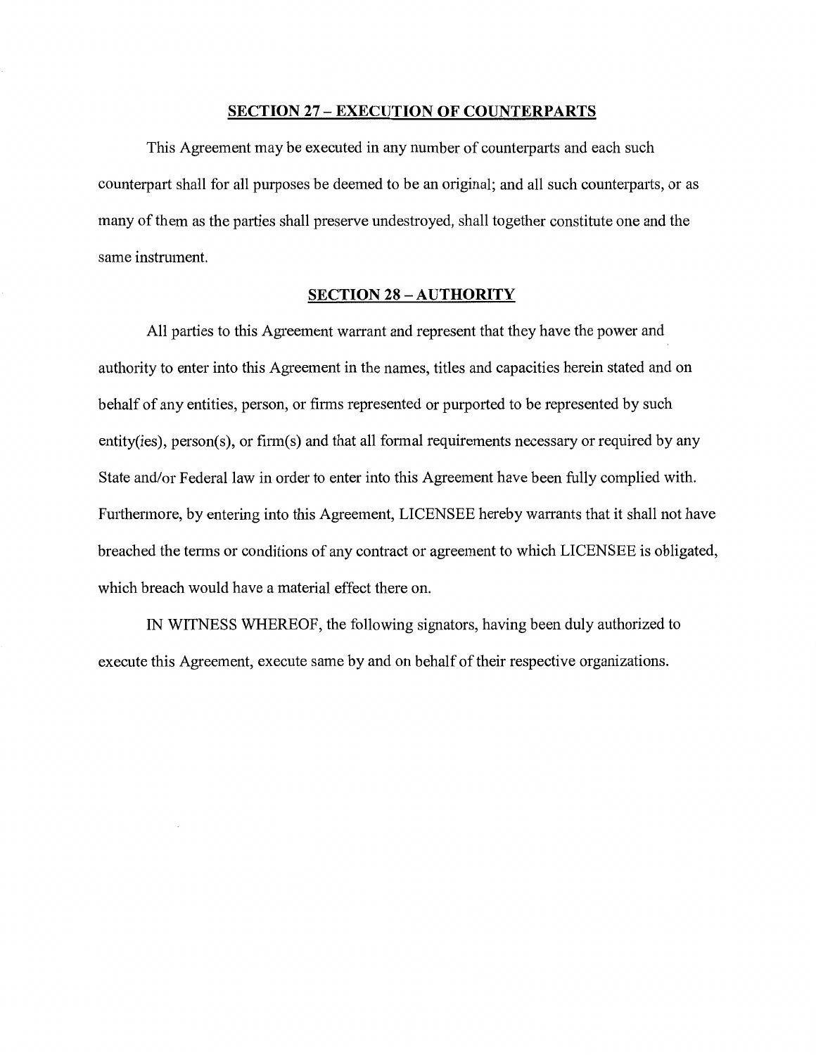## SECTION 27 – EXECUTION OF COUNTERPARTS

This Agreement may be executed in any number of counterparts and each such counterpart shall for all purposes be deemed to be an original; and all such counterparts, or as many of them as the parties shall preserve undestroyed, shall together constitute one and the same instrument.

## SECTION 28 – AUTHORITY

All parties to this Agreement warrant and represent that they have the power and authority to enter into this Agreement in the names, titles and capacities herein stated and on behalf of any entities, person, or firms represented or purported to be represented by such entity(ies), person(s), or firm(s) and that all formal requirements necessary or required by any State and/or Federal law in order to enter into this Agreement have been fully complied with. Furthermore, by entering into this Agreement, LICENSEE hereby warrants that it shall not have breached the terms or conditions of any contract or agreement to which LICENSEE is obligated, which breach would have a material effect there on.

IN WITNESS WHEREOF, the following signators, having been duly authorized to execute this Agreement, execute same by and on behalf of their respective organizations.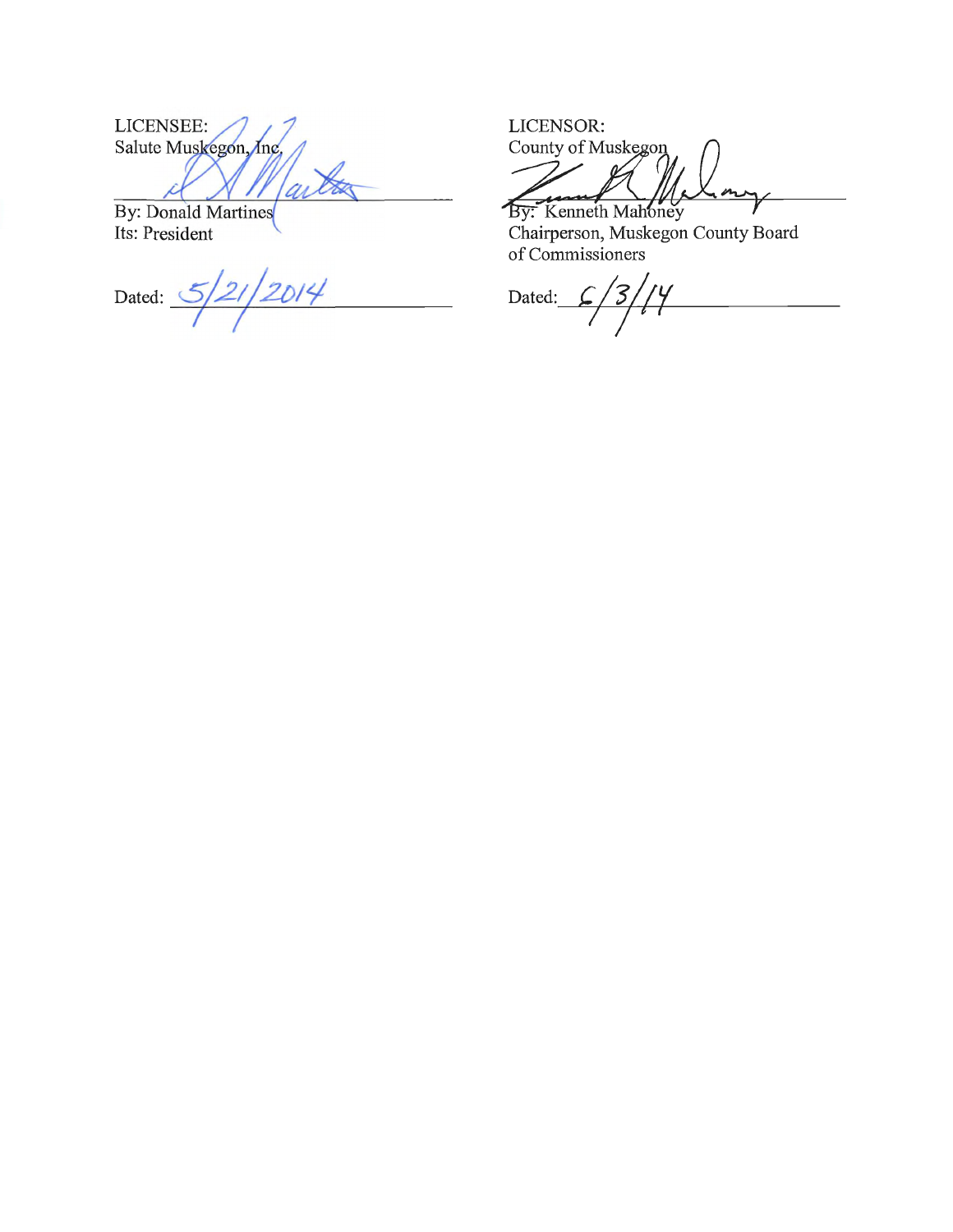LICENSEE:
Salute Muskegon, Inc.

By: Donald Martines
Its: President

Dated: 5/21/2014

LICENSOR:
County of Muskegon

By: Kenneth Mahoney
Chairperson, Muskegon County Board of Commissioners

Dated: 6/3/14